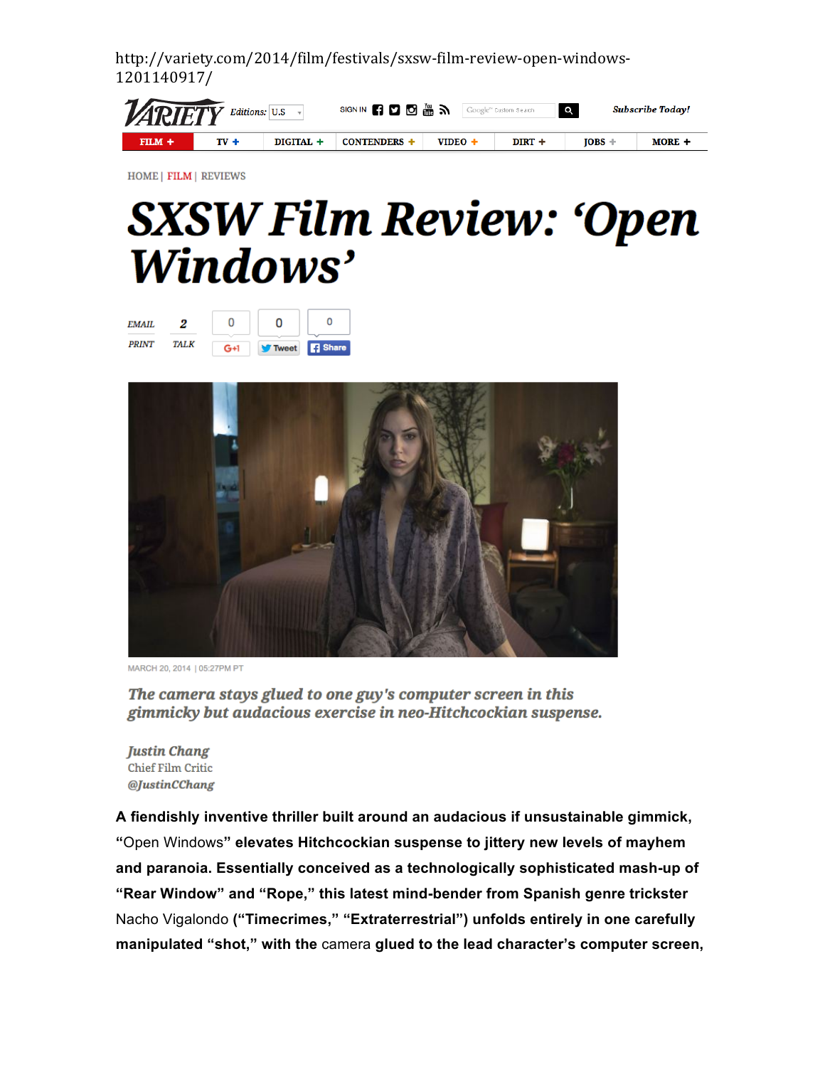http://variety.com/2014/film/festivals/sxsw-film-review-open-windows-1201140917/

VARIETY Editions: U.S SIGN IN Subscribe Today!

FILM + | TV + | DIGITAL + | CONTENDERS + | VIDEO + | DIRT + | JOBS + | MORE +

HOME | FILM | REVIEWS

# *SXSW Film Review: 'Open Windows'*

EMAIL 2 PRINT TALK 0 G+1 0 Tweet 0 Share

MARCH 20, 2014 | 05:27PM PT

*The camera stays glued to one guy's computer screen in this gimmicky but audacious exercise in neo-Hitchcockian suspense.*

*Justin Chang*
Chief Film Critic
*@JustinCChang*

**A fiendishly inventive thriller built around an audacious if unsustainable gimmick, "**Open Windows**" elevates Hitchcockian suspense to jittery new levels of mayhem and paranoia. Essentially conceived as a technologically sophisticated mash-up of "Rear Window" and "Rope," this latest mind-bender from Spanish genre trickster** Nacho Vigalondo **("Timecrimes," "Extraterrestrial") unfolds entirely in one carefully manipulated "shot," with the** camera **glued to the lead character's computer screen,**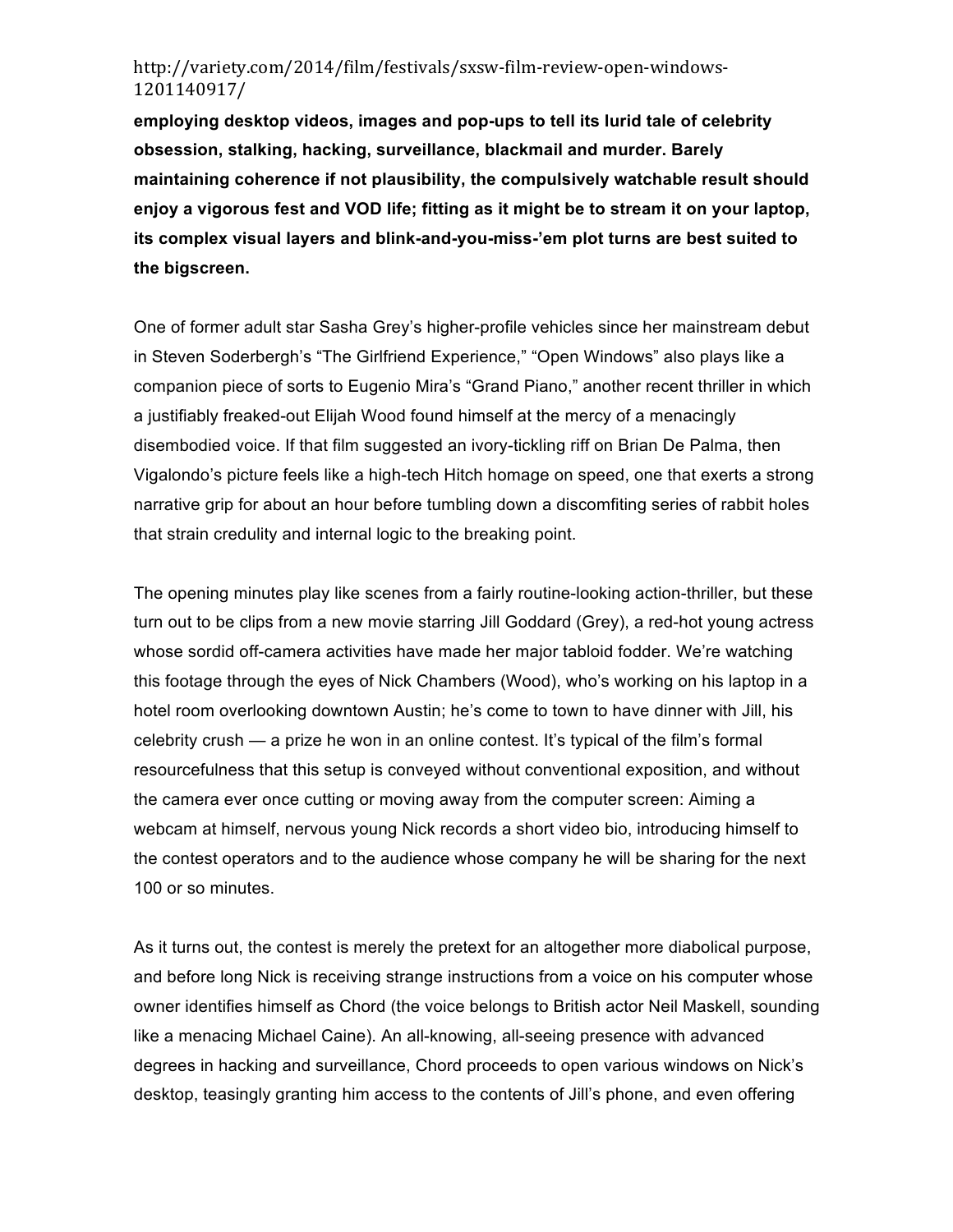http://variety.com/2014/film/festivals/sxsw-film-review-open-windows-1201140917/

**employing desktop videos, images and pop-ups to tell its lurid tale of celebrity obsession, stalking, hacking, surveillance, blackmail and murder. Barely maintaining coherence if not plausibility, the compulsively watchable result should enjoy a vigorous fest and VOD life; fitting as it might be to stream it on your laptop, its complex visual layers and blink-and-you-miss-'em plot turns are best suited to the bigscreen.**

One of former adult star Sasha Grey's higher-profile vehicles since her mainstream debut in Steven Soderbergh's "The Girlfriend Experience," "Open Windows" also plays like a companion piece of sorts to Eugenio Mira's "Grand Piano," another recent thriller in which a justifiably freaked-out Elijah Wood found himself at the mercy of a menacingly disembodied voice. If that film suggested an ivory-tickling riff on Brian De Palma, then Vigalondo's picture feels like a high-tech Hitch homage on speed, one that exerts a strong narrative grip for about an hour before tumbling down a discomfiting series of rabbit holes that strain credulity and internal logic to the breaking point.

The opening minutes play like scenes from a fairly routine-looking action-thriller, but these turn out to be clips from a new movie starring Jill Goddard (Grey), a red-hot young actress whose sordid off-camera activities have made her major tabloid fodder. We're watching this footage through the eyes of Nick Chambers (Wood), who's working on his laptop in a hotel room overlooking downtown Austin; he's come to town to have dinner with Jill, his celebrity crush — a prize he won in an online contest. It's typical of the film's formal resourcefulness that this setup is conveyed without conventional exposition, and without the camera ever once cutting or moving away from the computer screen: Aiming a webcam at himself, nervous young Nick records a short video bio, introducing himself to the contest operators and to the audience whose company he will be sharing for the next 100 or so minutes.

As it turns out, the contest is merely the pretext for an altogether more diabolical purpose, and before long Nick is receiving strange instructions from a voice on his computer whose owner identifies himself as Chord (the voice belongs to British actor Neil Maskell, sounding like a menacing Michael Caine). An all-knowing, all-seeing presence with advanced degrees in hacking and surveillance, Chord proceeds to open various windows on Nick's desktop, teasingly granting him access to the contents of Jill's phone, and even offering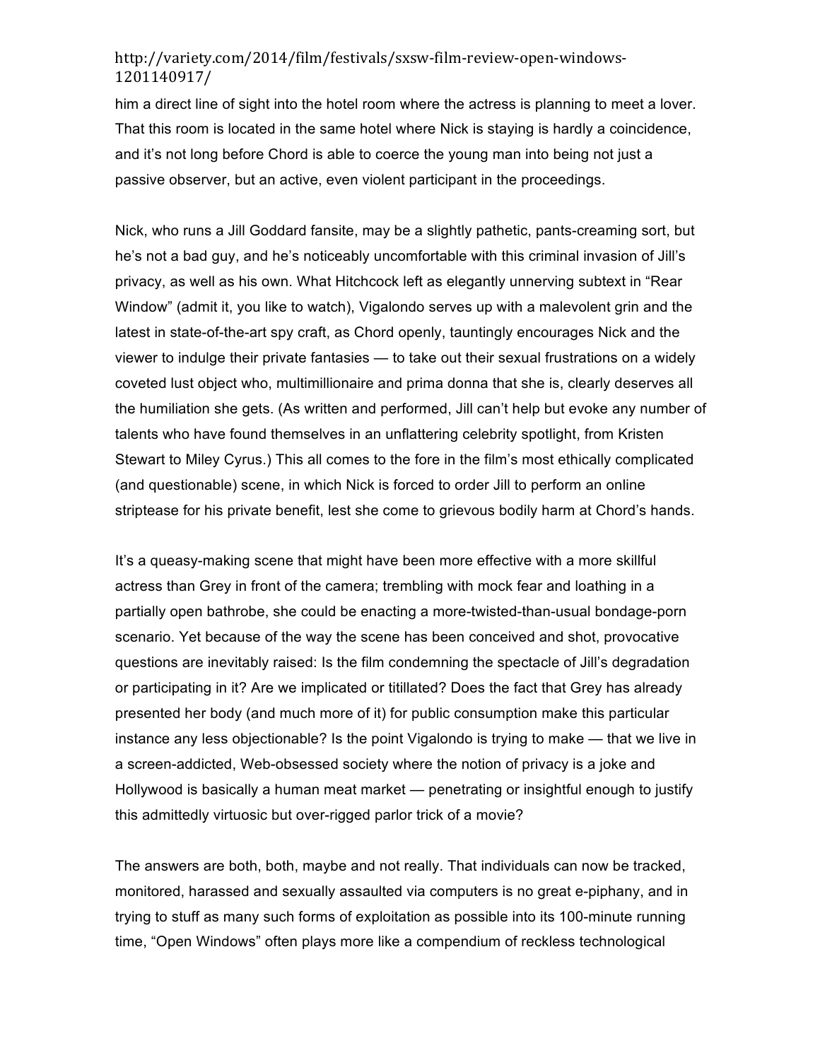him a direct line of sight into the hotel room where the actress is planning to meet a lover. That this room is located in the same hotel where Nick is staying is hardly a coincidence, and it's not long before Chord is able to coerce the young man into being not just a passive observer, but an active, even violent participant in the proceedings.

Nick, who runs a Jill Goddard fansite, may be a slightly pathetic, pants-creaming sort, but he's not a bad guy, and he's noticeably uncomfortable with this criminal invasion of Jill's privacy, as well as his own. What Hitchcock left as elegantly unnerving subtext in "Rear Window" (admit it, you like to watch), Vigalondo serves up with a malevolent grin and the latest in state-of-the-art spy craft, as Chord openly, tauntingly encourages Nick and the viewer to indulge their private fantasies — to take out their sexual frustrations on a widely coveted lust object who, multimillionaire and prima donna that she is, clearly deserves all the humiliation she gets. (As written and performed, Jill can't help but evoke any number of talents who have found themselves in an unflattering celebrity spotlight, from Kristen Stewart to Miley Cyrus.) This all comes to the fore in the film's most ethically complicated (and questionable) scene, in which Nick is forced to order Jill to perform an online striptease for his private benefit, lest she come to grievous bodily harm at Chord's hands.

It's a queasy-making scene that might have been more effective with a more skillful actress than Grey in front of the camera; trembling with mock fear and loathing in a partially open bathrobe, she could be enacting a more-twisted-than-usual bondage-porn scenario. Yet because of the way the scene has been conceived and shot, provocative questions are inevitably raised: Is the film condemning the spectacle of Jill's degradation or participating in it? Are we implicated or titillated? Does the fact that Grey has already presented her body (and much more of it) for public consumption make this particular instance any less objectionable? Is the point Vigalondo is trying to make — that we live in a screen-addicted, Web-obsessed society where the notion of privacy is a joke and Hollywood is basically a human meat market — penetrating or insightful enough to justify this admittedly virtuosic but over-rigged parlor trick of a movie?

The answers are both, both, maybe and not really. That individuals can now be tracked, monitored, harassed and sexually assaulted via computers is no great e-piphany, and in trying to stuff as many such forms of exploitation as possible into its 100-minute running time, "Open Windows" often plays more like a compendium of reckless technological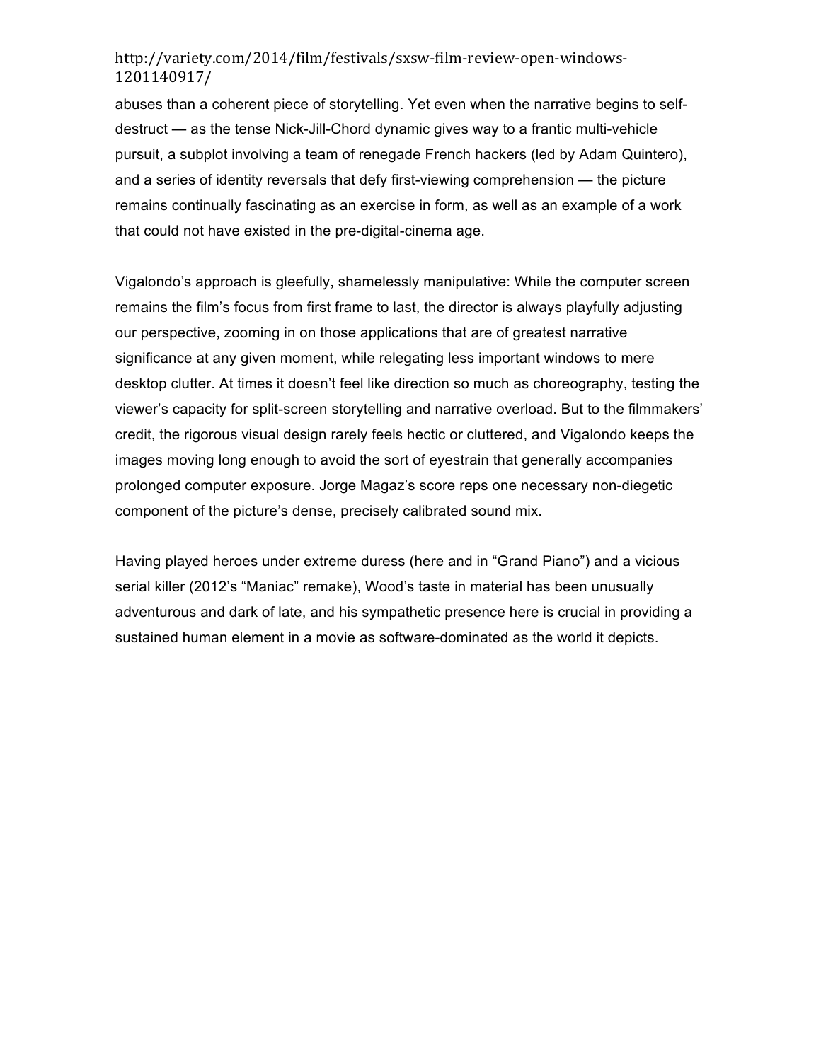abuses than a coherent piece of storytelling. Yet even when the narrative begins to self-destruct — as the tense Nick-Jill-Chord dynamic gives way to a frantic multi-vehicle pursuit, a subplot involving a team of renegade French hackers (led by Adam Quintero), and a series of identity reversals that defy first-viewing comprehension — the picture remains continually fascinating as an exercise in form, as well as an example of a work that could not have existed in the pre-digital-cinema age.

Vigalondo's approach is gleefully, shamelessly manipulative: While the computer screen remains the film's focus from first frame to last, the director is always playfully adjusting our perspective, zooming in on those applications that are of greatest narrative significance at any given moment, while relegating less important windows to mere desktop clutter. At times it doesn't feel like direction so much as choreography, testing the viewer's capacity for split-screen storytelling and narrative overload. But to the filmmakers' credit, the rigorous visual design rarely feels hectic or cluttered, and Vigalondo keeps the images moving long enough to avoid the sort of eyestrain that generally accompanies prolonged computer exposure. Jorge Magaz's score reps one necessary non-diegetic component of the picture's dense, precisely calibrated sound mix.

Having played heroes under extreme duress (here and in "Grand Piano") and a vicious serial killer (2012's "Maniac" remake), Wood's taste in material has been unusually adventurous and dark of late, and his sympathetic presence here is crucial in providing a sustained human element in a movie as software-dominated as the world it depicts.